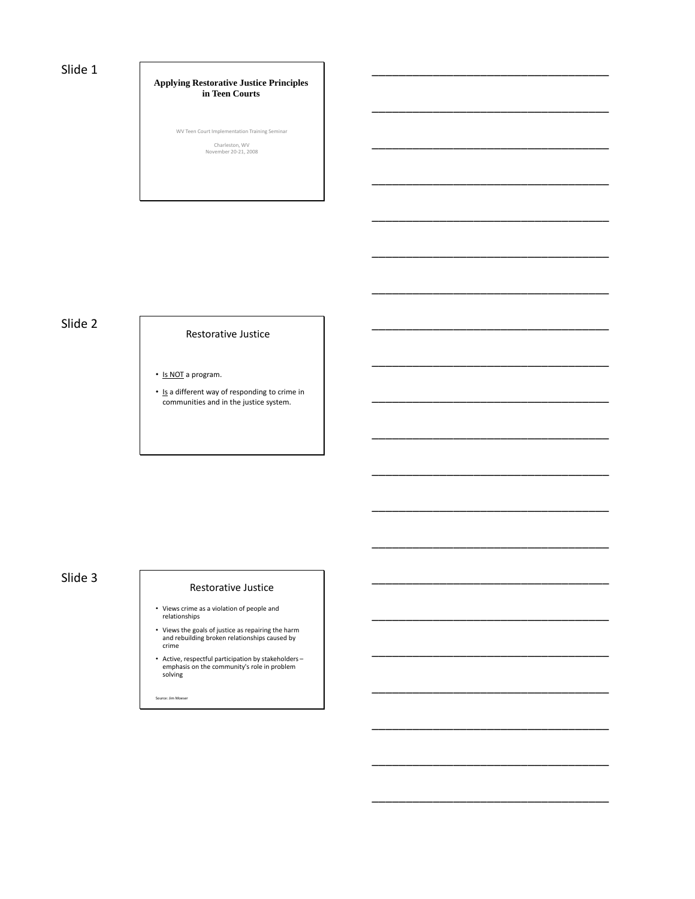Slide 1

# Applying Restorative Justice Principles in Teen Courts

WV Teen Court Implementation Training Seminar

Charleston, WV
November 20-21, 2008

Slide 2

## Restorative Justice

- Is NOT a program.
- Is a different way of responding to crime in communities and in the justice system.

Slide 3

## Restorative Justice

- Views crime as a violation of people and relationships
- Views the goals of justice as repairing the harm and rebuilding broken relationships caused by crime
- Active, respectful participation by stakeholders – emphasis on the community's role in problem solving

Source: Jim Moeser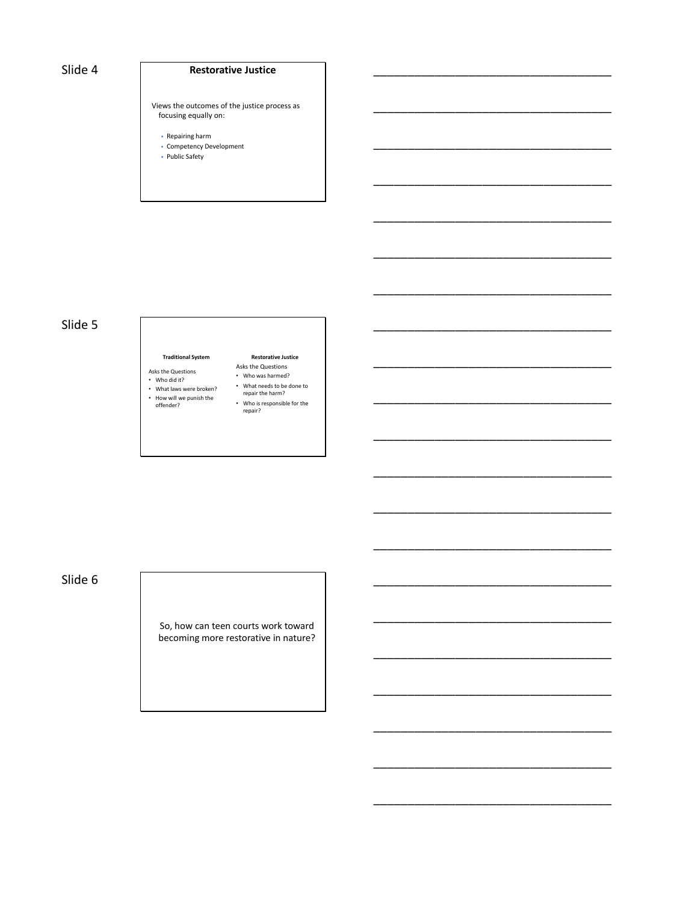Slide 4

## Restorative Justice

Views the outcomes of the justice process as focusing equally on:

- Repairing harm
- Competency Development
- Public Safety

Slide 5

| Traditional System | Restorative Justice |
|---|---|
| Asks the Questions | Asks the Questions |
| • Who did it? | • Who was harmed? |
| • What laws were broken? | • What needs to be done to repair the harm? |
| • How will we punish the offender? | • Who is responsible for the repair? |

Slide 6

So, how can teen courts work toward becoming more restorative in nature?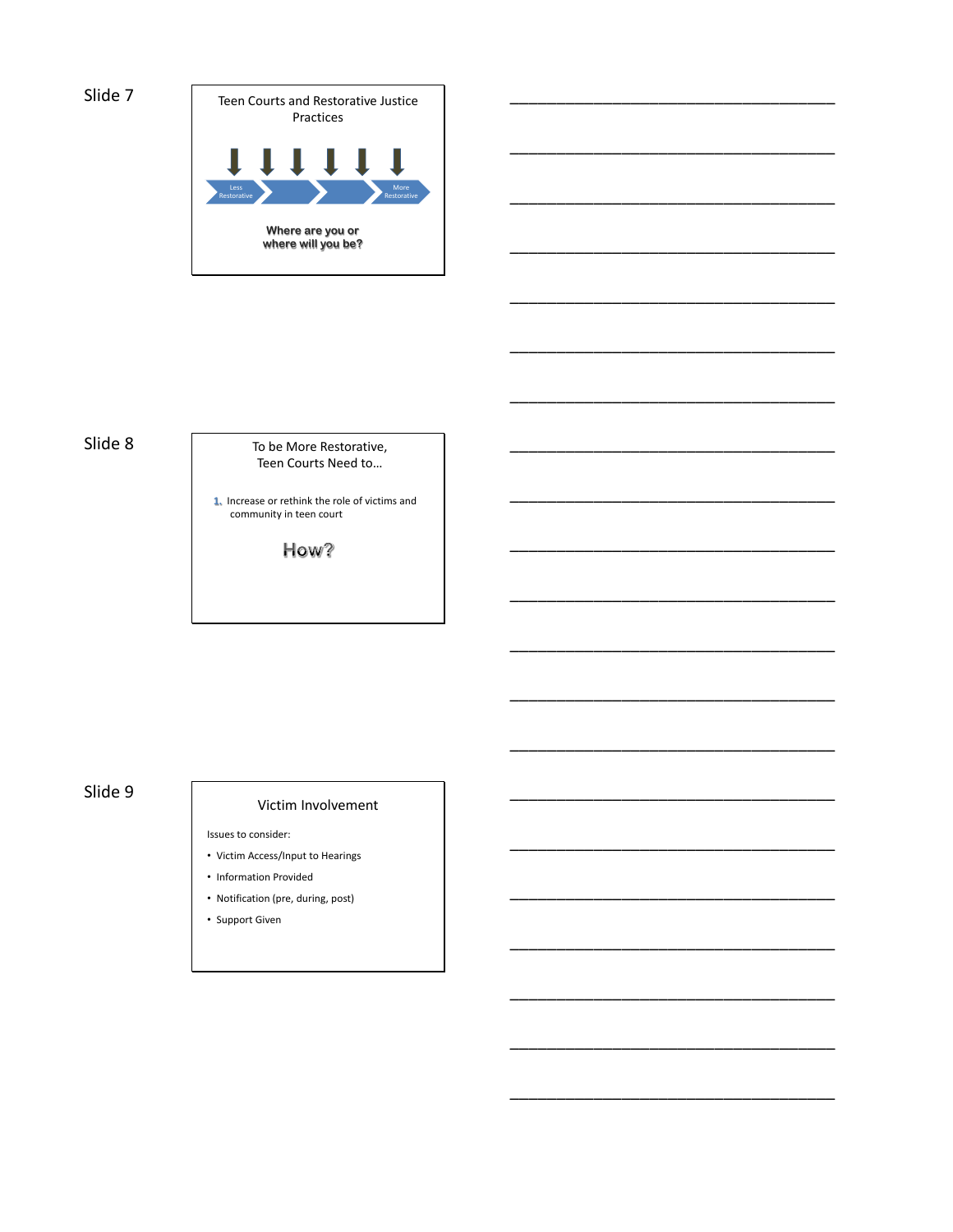Slide 7

## Teen Courts and Restorative Justice Practices

Less Restorative → More Restorative

**Where are you or where will you be?**

Slide 8

## To be More Restorative, Teen Courts Need to…

1. Increase or rethink the role of victims and community in teen court

**How?**

Slide 9

## Victim Involvement

Issues to consider:

- Victim Access/Input to Hearings
- Information Provided
- Notification (pre, during, post)
- Support Given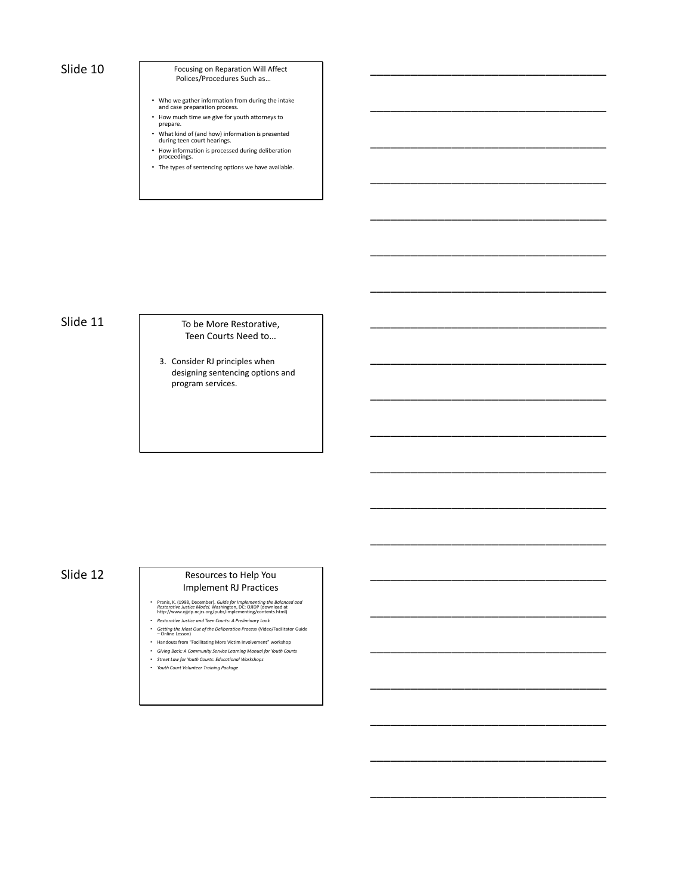Slide 10

## Focusing on Reparation Will Affect Polices/Procedures Such as…

- Who we gather information from during the intake and case preparation process.
- How much time we give for youth attorneys to prepare.
- What kind of (and how) information is presented during teen court hearings.
- How information is processed during deliberation proceedings.
- The types of sentencing options we have available.

Slide 11

## To be More Restorative, Teen Courts Need to…

3. Consider RJ principles when designing sentencing options and program services.

Slide 12

## Resources to Help You Implement RJ Practices

- Pranis, K. (1998, December). *Guide for Implementing the Balanced and Restorative Justice Model*. Washington, DC: OJJDP (download at http://www.ojjdp.ncjrs.org/pubs/implementing/contents.html)
- *Restorative Justice and Teen Courts: A Preliminary Look*
- *Getting the Most Out of the Deliberation Process* (Video/Facilitator Guide – Online Lesson)
- Handouts from "Facilitating More Victim Involvement" workshop
- *Giving Back: A Community Service Learning Manual for Youth Courts*
- *Street Law for Youth Courts: Educational Workshops*
- *Youth Court Volunteer Training Package*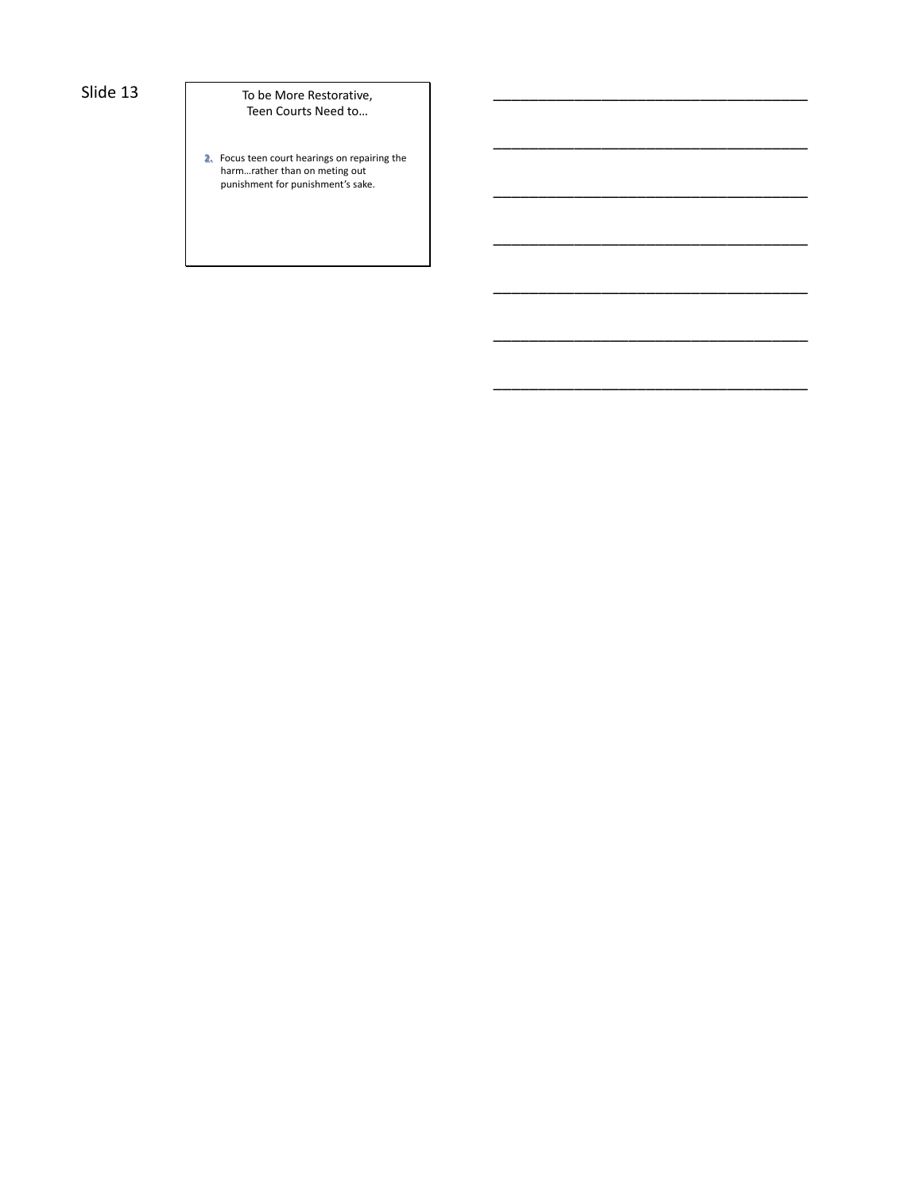Slide 13

To be More Restorative, Teen Courts Need to…

2. Focus teen court hearings on repairing the harm…rather than on meting out punishment for punishment's sake.

___________________________________

___________________________________

___________________________________

___________________________________

___________________________________

___________________________________

___________________________________